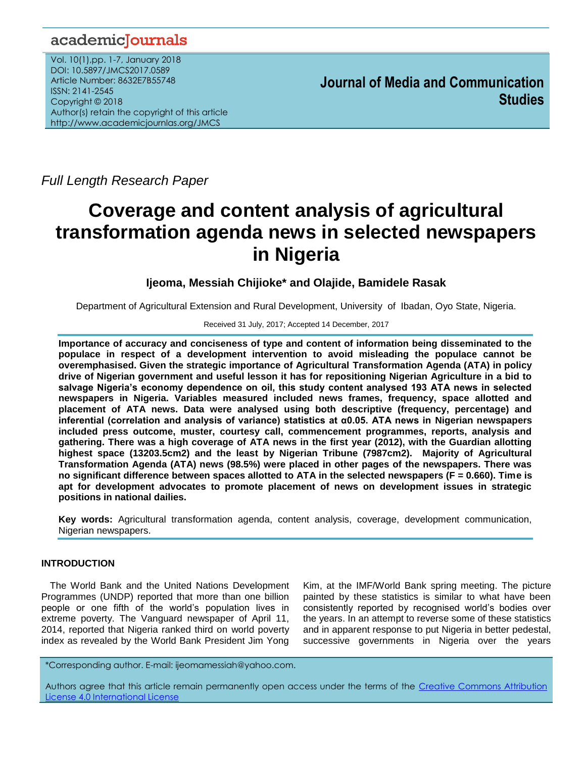*Full Length Research Paper*

# Coverage and content analysis of agricultural transformation agenda news in selected newspapers in Nigeria

**Ijeoma, Messiah Chijioke* and Olajide, Bamidele Rasak**

Department of Agricultural Extension and Rural Development, University of Ibadan, Oyo State, Nigeria.

Received 31 July, 2017; Accepted 14 December, 2017

**Importance of accuracy and conciseness of type and content of information being disseminated to the populace in respect of a development intervention to avoid misleading the populace cannot be overemphasised. Given the strategic importance of Agricultural Transformation Agenda (ATA) in policy drive of Nigerian government and useful lesson it has for repositioning Nigerian Agriculture in a bid to salvage Nigeria's economy dependence on oil, this study content analysed 193 ATA news in selected newspapers in Nigeria. Variables measured included news frames, frequency, space allotted and placement of ATA news. Data were analysed using both descriptive (frequency, percentage) and inferential (correlation and analysis of variance) statistics at α0.05. ATA news in Nigerian newspapers included press outcome, muster, courtesy call, commencement programmes, reports, analysis and gathering. There was a high coverage of ATA news in the first year (2012), with the Guardian allotting highest space (13203.5cm2) and the least by Nigerian Tribune (7987cm2). Majority of Agricultural Transformation Agenda (ATA) news (98.5%) were placed in other pages of the newspapers. There was no significant difference between spaces allotted to ATA in the selected newspapers (F = 0.660). Time is apt for development advocates to promote placement of news on development issues in strategic positions in national dailies.**

**Key words:** Agricultural transformation agenda, content analysis, coverage, development communication, Nigerian newspapers.

## INTRODUCTION

The World Bank and the United Nations Development Programmes (UNDP) reported that more than one billion people or one fifth of the world's population lives in extreme poverty. The Vanguard newspaper of April 11, 2014, reported that Nigeria ranked third on world poverty index as revealed by the World Bank President Jim Yong Kim, at the IMF/World Bank spring meeting. The picture painted by these statistics is similar to what have been consistently reported by recognised world's bodies over the years. In an attempt to reverse some of these statistics and in apparent response to put Nigeria in better pedestal, successive governments in Nigeria over the years

*Corresponding author. E-mail: ijeomamessiah@yahoo.com.

Authors agree that this article remain permanently open access under the terms of the Creative Commons Attribution License 4.0 International License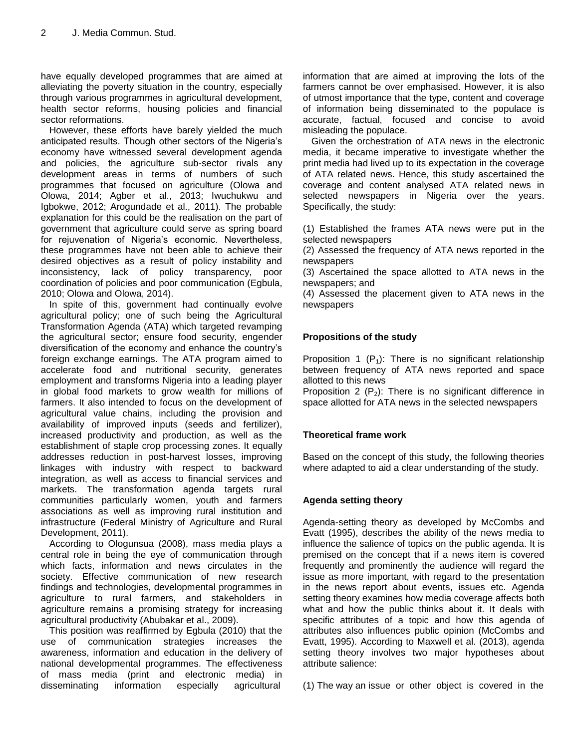have equally developed programmes that are aimed at alleviating the poverty situation in the country, especially through various programmes in agricultural development, health sector reforms, housing policies and financial sector reformations.

However, these efforts have barely yielded the much anticipated results. Though other sectors of the Nigeria's economy have witnessed several development agenda and policies, the agriculture sub-sector rivals any development areas in terms of numbers of such programmes that focused on agriculture (Olowa and Olowa, 2014; Agber et al., 2013; Iwuchukwu and Igbokwe, 2012; Arogundade et al., 2011). The probable explanation for this could be the realisation on the part of government that agriculture could serve as spring board for rejuvenation of Nigeria's economic. Nevertheless, these programmes have not been able to achieve their desired objectives as a result of policy instability and inconsistency, lack of policy transparency, poor coordination of policies and poor communication (Egbula, 2010; Olowa and Olowa, 2014).

In spite of this, government had continually evolve agricultural policy; one of such being the Agricultural Transformation Agenda (ATA) which targeted revamping the agricultural sector; ensure food security, engender diversification of the economy and enhance the country's foreign exchange earnings. The ATA program aimed to accelerate food and nutritional security, generates employment and transforms Nigeria into a leading player in global food markets to grow wealth for millions of farmers. It also intended to focus on the development of agricultural value chains, including the provision and availability of improved inputs (seeds and fertilizer), increased productivity and production, as well as the establishment of staple crop processing zones. It equally addresses reduction in post-harvest losses, improving linkages with industry with respect to backward integration, as well as access to financial services and markets. The transformation agenda targets rural communities particularly women, youth and farmers associations as well as improving rural institution and infrastructure (Federal Ministry of Agriculture and Rural Development, 2011).

According to Ologunsua (2008), mass media plays a central role in being the eye of communication through which facts, information and news circulates in the society. Effective communication of new research findings and technologies, developmental programmes in agriculture to rural farmers, and stakeholders in agriculture remains a promising strategy for increasing agricultural productivity (Abubakar et al., 2009).

This position was reaffirmed by Egbula (2010) that the use of communication strategies increases the awareness, information and education in the delivery of national developmental programmes. The effectiveness of mass media (print and electronic media) in disseminating information especially agricultural information that are aimed at improving the lots of the farmers cannot be over emphasised. However, it is also of utmost importance that the type, content and coverage of information being disseminated to the populace is accurate, factual, focused and concise to avoid misleading the populace.

Given the orchestration of ATA news in the electronic media, it became imperative to investigate whether the print media had lived up to its expectation in the coverage of ATA related news. Hence, this study ascertained the coverage and content analysed ATA related news in selected newspapers in Nigeria over the years. Specifically, the study:

(1) Established the frames ATA news were put in the selected newspapers
(2) Assessed the frequency of ATA news reported in the newspapers
(3) Ascertained the space allotted to ATA news in the newspapers; and
(4) Assessed the placement given to ATA news in the newspapers

## Propositions of the study

Proposition 1 ($P_1$): There is no significant relationship between frequency of ATA news reported and space allotted to this news
Proposition 2 ($P_2$): There is no significant difference in space allotted for ATA news in the selected newspapers

## Theoretical frame work

Based on the concept of this study, the following theories where adapted to aid a clear understanding of the study.

## Agenda setting theory

Agenda-setting theory as developed by McCombs and Evatt (1995), describes the ability of the news media to influence the salience of topics on the public agenda. It is premised on the concept that if a news item is covered frequently and prominently the audience will regard the issue as more important, with regard to the presentation in the news report about events, issues etc. Agenda setting theory examines how media coverage affects both what and how the public thinks about it. It deals with specific attributes of a topic and how this agenda of attributes also influences public opinion (McCombs and Evatt, 1995). According to Maxwell et al. (2013), agenda setting theory involves two major hypotheses about attribute salience:

(1) The way an issue or other object is covered in the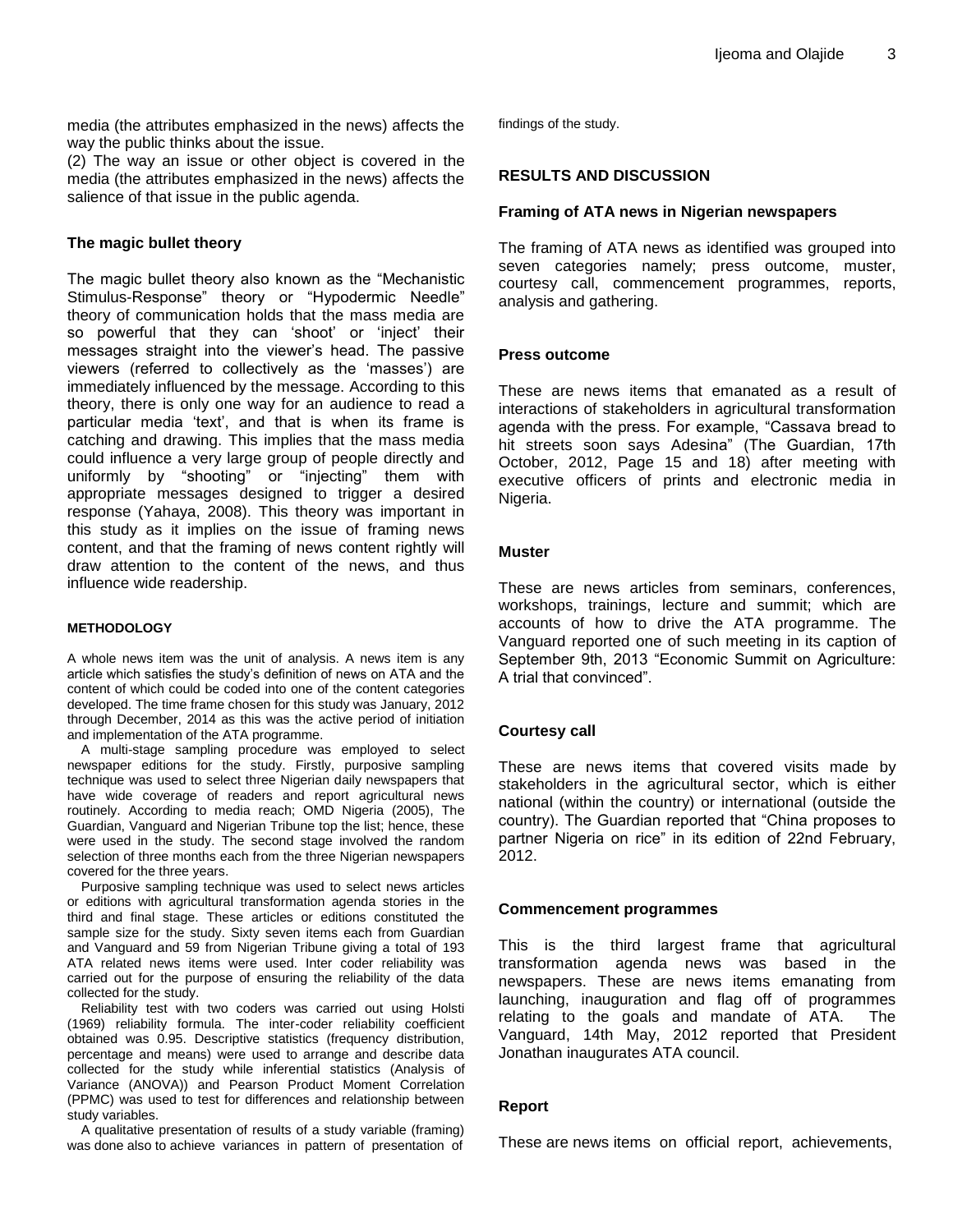media (the attributes emphasized in the news) affects the way the public thinks about the issue.

(2) The way an issue or other object is covered in the media (the attributes emphasized in the news) affects the salience of that issue in the public agenda.

### The magic bullet theory

The magic bullet theory also known as the "Mechanistic Stimulus-Response" theory or "Hypodermic Needle" theory of communication holds that the mass media are so powerful that they can 'shoot' or 'inject' their messages straight into the viewer's head. The passive viewers (referred to collectively as the 'masses') are immediately influenced by the message. According to this theory, there is only one way for an audience to read a particular media 'text', and that is when its frame is catching and drawing. This implies that the mass media could influence a very large group of people directly and uniformly by "shooting" or "injecting" them with appropriate messages designed to trigger a desired response (Yahaya, 2008). This theory was important in this study as it implies on the issue of framing news content, and that the framing of news content rightly will draw attention to the content of the news, and thus influence wide readership.

## METHODOLOGY

A whole news item was the unit of analysis. A news item is any article which satisfies the study's definition of news on ATA and the content of which could be coded into one of the content categories developed. The time frame chosen for this study was January, 2012 through December, 2014 as this was the active period of initiation and implementation of the ATA programme.

A multi-stage sampling procedure was employed to select newspaper editions for the study. Firstly, purposive sampling technique was used to select three Nigerian daily newspapers that have wide coverage of readers and report agricultural news routinely. According to media reach; OMD Nigeria (2005), The Guardian, Vanguard and Nigerian Tribune top the list; hence, these were used in the study. The second stage involved the random selection of three months each from the three Nigerian newspapers covered for the three years.

Purposive sampling technique was used to select news articles or editions with agricultural transformation agenda stories in the third and final stage. These articles or editions constituted the sample size for the study. Sixty seven items each from Guardian and Vanguard and 59 from Nigerian Tribune giving a total of 193 ATA related news items were used. Inter coder reliability was carried out for the purpose of ensuring the reliability of the data collected for the study.

Reliability test with two coders was carried out using Holsti (1969) reliability formula. The inter-coder reliability coefficient obtained was 0.95. Descriptive statistics (frequency distribution, percentage and means) were used to arrange and describe data collected for the study while inferential statistics (Analysis of Variance (ANOVA)) and Pearson Product Moment Correlation (PPMC) was used to test for differences and relationship between study variables.

A qualitative presentation of results of a study variable (framing) was done also to achieve variances in pattern of presentation of findings of the study.

## RESULTS AND DISCUSSION

### Framing of ATA news in Nigerian newspapers

The framing of ATA news as identified was grouped into seven categories namely; press outcome, muster, courtesy call, commencement programmes, reports, analysis and gathering.

### Press outcome

These are news items that emanated as a result of interactions of stakeholders in agricultural transformation agenda with the press. For example, "Cassava bread to hit streets soon says Adesina" (The Guardian, 17th October, 2012, Page 15 and 18) after meeting with executive officers of prints and electronic media in Nigeria.

### Muster

These are news articles from seminars, conferences, workshops, trainings, lecture and summit; which are accounts of how to drive the ATA programme. The Vanguard reported one of such meeting in its caption of September 9th, 2013 "Economic Summit on Agriculture: A trial that convinced".

### Courtesy call

These are news items that covered visits made by stakeholders in the agricultural sector, which is either national (within the country) or international (outside the country). The Guardian reported that "China proposes to partner Nigeria on rice" in its edition of 22nd February, 2012.

### Commencement programmes

This is the third largest frame that agricultural transformation agenda news was based in the newspapers. These are news items emanating from launching, inauguration and flag off of programmes relating to the goals and mandate of ATA. The Vanguard, 14th May, 2012 reported that President Jonathan inaugurates ATA council.

### Report

These are news items on official report, achievements,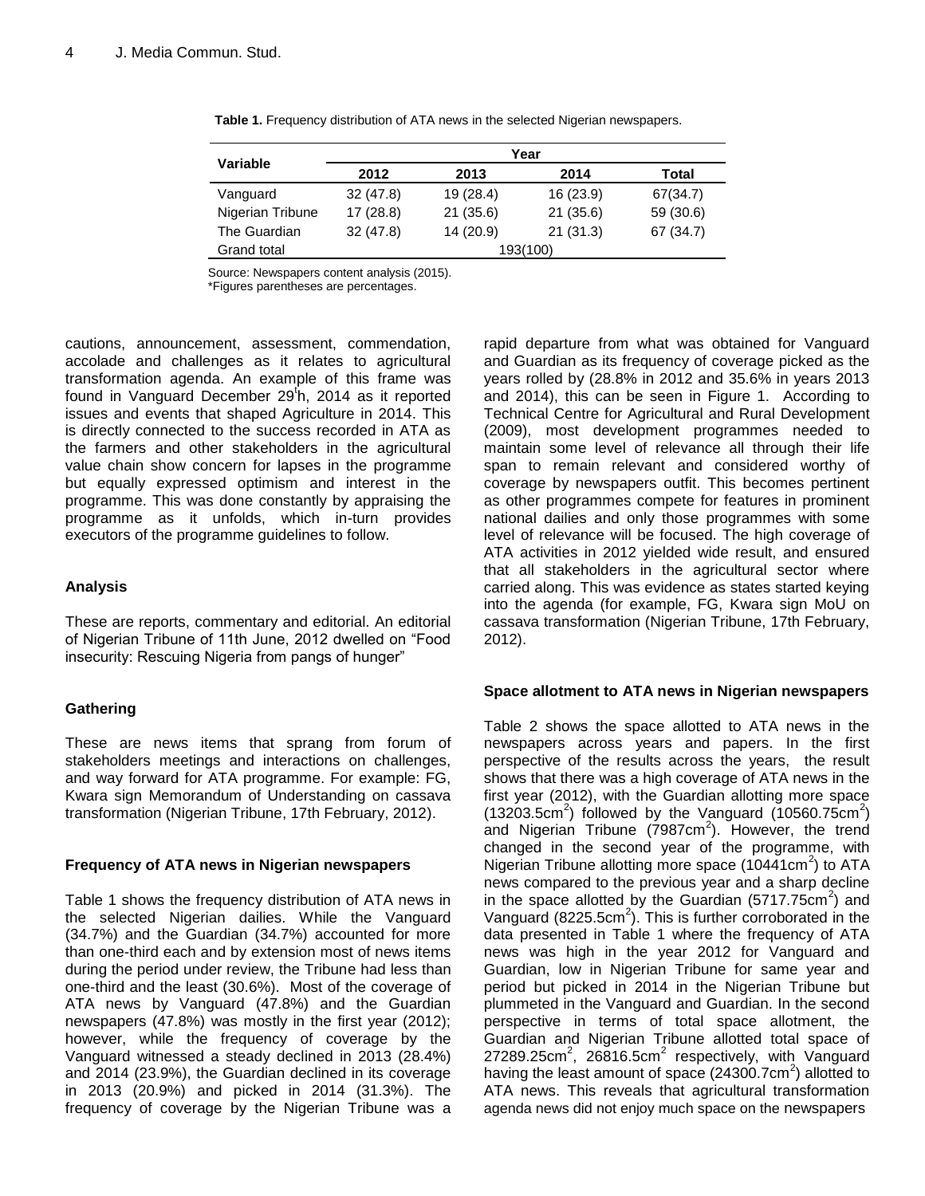**Table 1.** Frequency distribution of ATA news in the selected Nigerian newspapers.

| Variable | Year | | | |
|---|---|---|---|---|
| | 2012 | 2013 | 2014 | Total |
| Vanguard | 32 (47.8) | 19 (28.4) | 16 (23.9) | 67(34.7) |
| Nigerian Tribune | 17 (28.8) | 21 (35.6) | 21 (35.6) | 59 (30.6) |
| The Guardian | 32 (47.8) | 14 (20.9) | 21 (31.3) | 67 (34.7) |
| Grand total | 193(100) | | | |

Source: Newspapers content analysis (2015).
*Figures parentheses are percentages.

cautions, announcement, assessment, commendation, accolade and challenges as it relates to agricultural transformation agenda. An example of this frame was found in Vanguard December 29th, 2014 as it reported issues and events that shaped Agriculture in 2014. This is directly connected to the success recorded in ATA as the farmers and other stakeholders in the agricultural value chain show concern for lapses in the programme but equally expressed optimism and interest in the programme. This was done constantly by appraising the programme as it unfolds, which in-turn provides executors of the programme guidelines to follow.

### Analysis

These are reports, commentary and editorial. An editorial of Nigerian Tribune of 11th June, 2012 dwelled on "Food insecurity: Rescuing Nigeria from pangs of hunger"

### Gathering

These are news items that sprang from forum of stakeholders meetings and interactions on challenges, and way forward for ATA programme. For example: FG, Kwara sign Memorandum of Understanding on cassava transformation (Nigerian Tribune, 17th February, 2012).

### Frequency of ATA news in Nigerian newspapers

Table 1 shows the frequency distribution of ATA news in the selected Nigerian dailies. While the Vanguard (34.7%) and the Guardian (34.7%) accounted for more than one-third each and by extension most of news items during the period under review, the Tribune had less than one-third and the least (30.6%). Most of the coverage of ATA news by Vanguard (47.8%) and the Guardian newspapers (47.8%) was mostly in the first year (2012); however, while the frequency of coverage by the Vanguard witnessed a steady declined in 2013 (28.4%) and 2014 (23.9%), the Guardian declined in its coverage in 2013 (20.9%) and picked in 2014 (31.3%). The frequency of coverage by the Nigerian Tribune was a rapid departure from what was obtained for Vanguard and Guardian as its frequency of coverage picked as the years rolled by (28.8% in 2012 and 35.6% in years 2013 and 2014), this can be seen in Figure 1. According to Technical Centre for Agricultural and Rural Development (2009), most development programmes needed to maintain some level of relevance all through their life span to remain relevant and considered worthy of coverage by newspapers outfit. This becomes pertinent as other programmes compete for features in prominent national dailies and only those programmes with some level of relevance will be focused. The high coverage of ATA activities in 2012 yielded wide result, and ensured that all stakeholders in the agricultural sector where carried along. This was evidence as states started keying into the agenda (for example, FG, Kwara sign MoU on cassava transformation (Nigerian Tribune, 17th February, 2012).

### Space allotment to ATA news in Nigerian newspapers

Table 2 shows the space allotted to ATA news in the newspapers across years and papers. In the first perspective of the results across the years, the result shows that there was a high coverage of ATA news in the first year (2012), with the Guardian allotting more space (13203.5cm$^2$) followed by the Vanguard (10560.75cm$^2$) and Nigerian Tribune (7987cm$^2$). However, the trend changed in the second year of the programme, with Nigerian Tribune allotting more space (10441cm$^2$) to ATA news compared to the previous year and a sharp decline in the space allotted by the Guardian (5717.75cm$^2$) and Vanguard (8225.5cm$^2$). This is further corroborated in the data presented in Table 1 where the frequency of ATA news was high in the year 2012 for Vanguard and Guardian, low in Nigerian Tribune for same year and period but picked in 2014 in the Nigerian Tribune but plummeted in the Vanguard and Guardian. In the second perspective in terms of total space allotment, the Guardian and Nigerian Tribune allotted total space of 27289.25cm$^2$, 26816.5cm$^2$ respectively, with Vanguard having the least amount of space (24300.7cm$^2$) allotted to ATA news. This reveals that agricultural transformation agenda news did not enjoy much space on the newspapers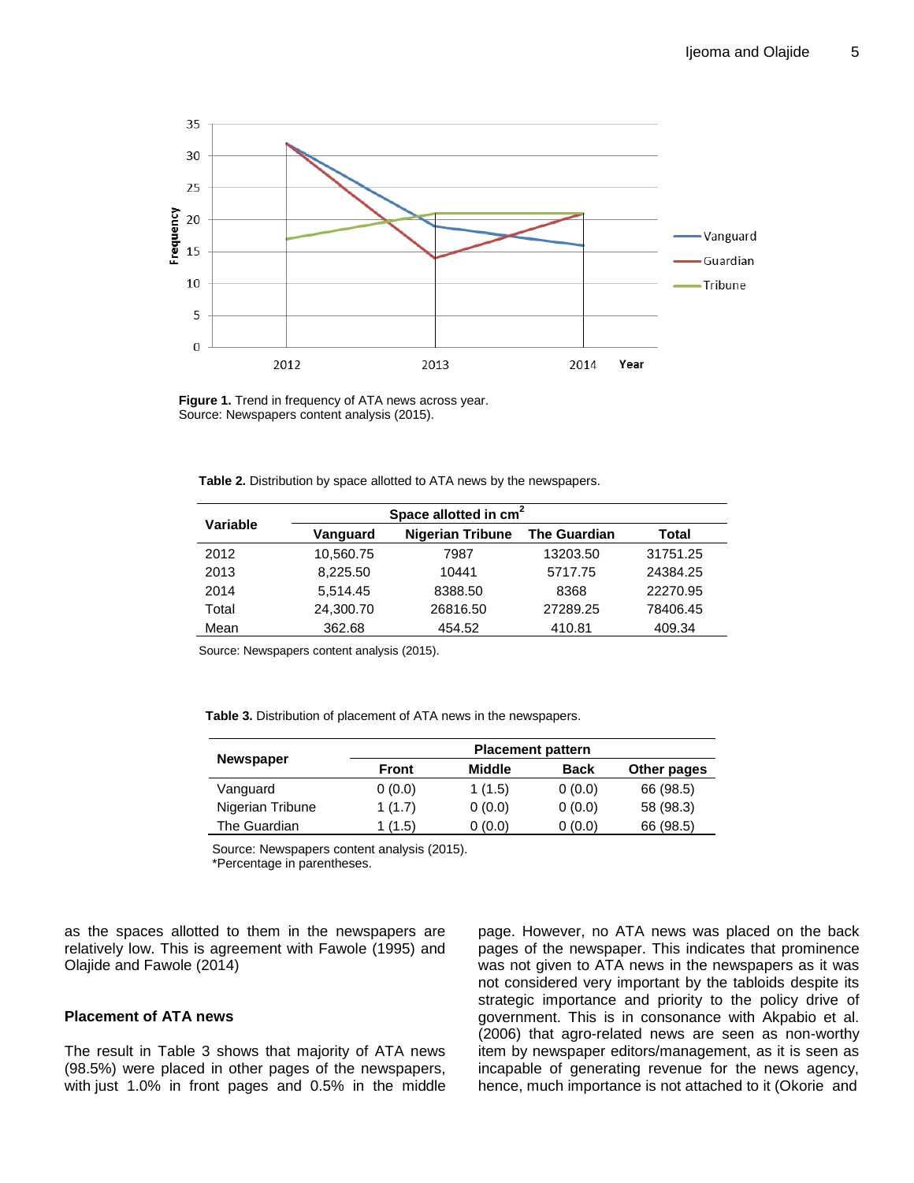Figure 1. Trend in frequency of ATA news across year.
Source: Newspapers content analysis (2015).

**Table 2.** Distribution by space allotted to ATA news by the newspapers.

| Variable | Space allotted in $cm^2$ | | | |
|---|---|---|---|---|
| | Vanguard | Nigerian Tribune | The Guardian | Total |
| 2012 | 10,560.75 | 7987 | 13203.50 | 31751.25 |
| 2013 | 8,225.50 | 10441 | 5717.75 | 24384.25 |
| 2014 | 5,514.45 | 8388.50 | 8368 | 22270.95 |
| Total | 24,300.70 | 26816.50 | 27289.25 | 78406.45 |
| Mean | 362.68 | 454.52 | 410.81 | 409.34 |

Source: Newspapers content analysis (2015).

**Table 3.** Distribution of placement of ATA news in the newspapers.

| Newspaper | Placement pattern | | | |
|---|---|---|---|---|
| | Front | Middle | Back | Other pages |
| Vanguard | 0 (0.0) | 1 (1.5) | 0 (0.0) | 66 (98.5) |
| Nigerian Tribune | 1 (1.7) | 0 (0.0) | 0 (0.0) | 58 (98.3) |
| The Guardian | 1 (1.5) | 0 (0.0) | 0 (0.0) | 66 (98.5) |

Source: Newspapers content analysis (2015).
*Percentage in parentheses.

as the spaces allotted to them in the newspapers are relatively low. This is agreement with Fawole (1995) and Olajide and Fawole (2014)

### Placement of ATA news

The result in Table 3 shows that majority of ATA news (98.5%) were placed in other pages of the newspapers, with just 1.0% in front pages and 0.5% in the middle page. However, no ATA news was placed on the back pages of the newspaper. This indicates that prominence was not given to ATA news in the newspapers as it was not considered very important by the tabloids despite its strategic importance and priority to the policy drive of government. This is in consonance with Akpabio et al. (2006) that agro-related news are seen as non-worthy item by newspaper editors/management, as it is seen as incapable of generating revenue for the news agency, hence, much importance is not attached to it (Okorie and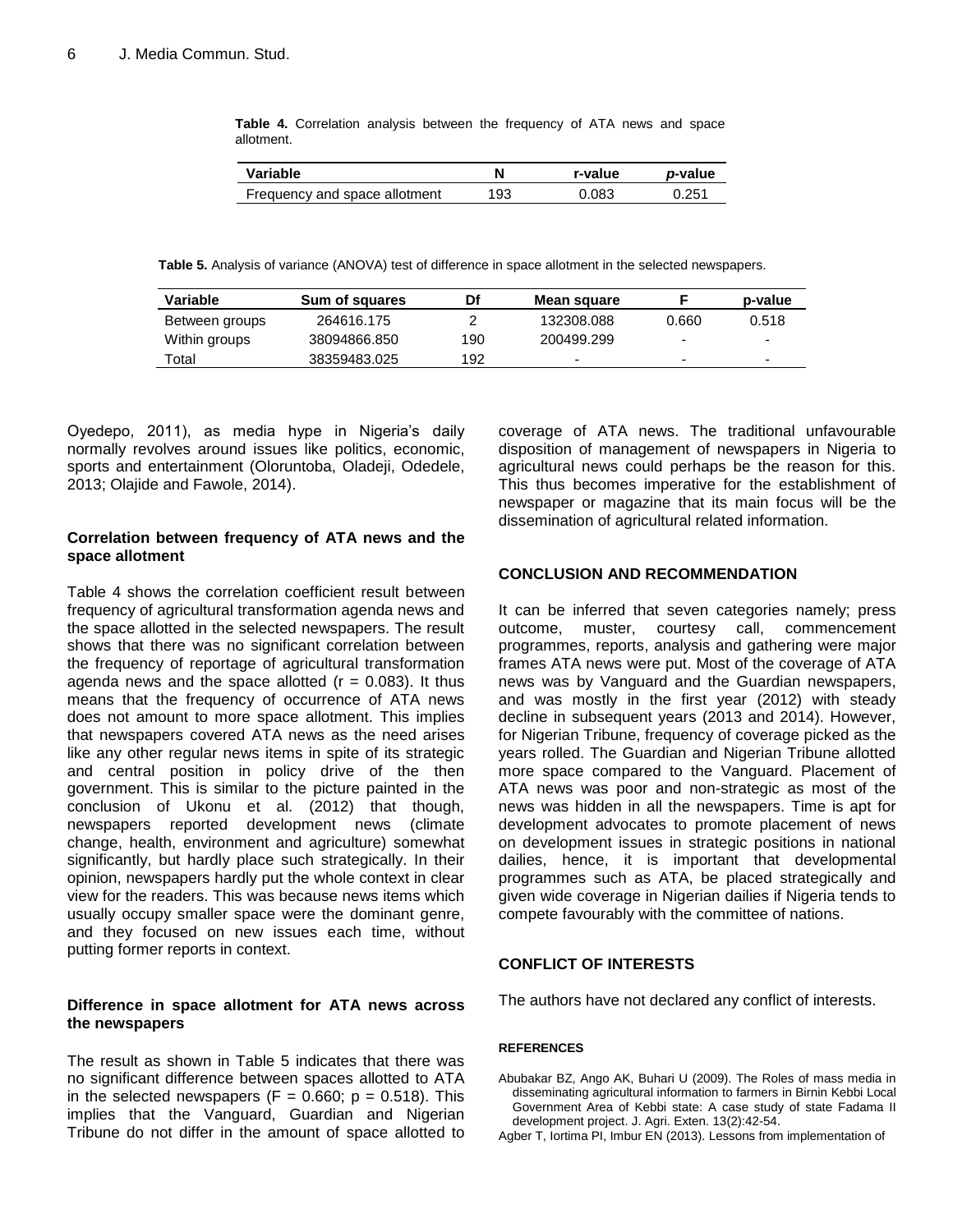**Table 4.** Correlation analysis between the frequency of ATA news and space allotment.

| Variable | N | r-value | *p*-value |
|---|---|---|---|
| Frequency and space allotment | 193 | 0.083 | 0.251 |

**Table 5.** Analysis of variance (ANOVA) test of difference in space allotment in the selected newspapers.

| Variable | Sum of squares | Df | Mean square | F | p-value |
|---|---|---|---|---|---|
| Between groups | 264616.175 | 2 | 132308.088 | 0.660 | 0.518 |
| Within groups | 38094866.850 | 190 | 200499.299 | - | - |
| Total | 38359483.025 | 192 | - | - | - |

Oyedepo, 2011), as media hype in Nigeria's daily normally revolves around issues like politics, economic, sports and entertainment (Oloruntoba, Oladeji, Odedele, 2013; Olajide and Fawole, 2014).

### Correlation between frequency of ATA news and the space allotment

Table 4 shows the correlation coefficient result between frequency of agricultural transformation agenda news and the space allotted in the selected newspapers. The result shows that there was no significant correlation between the frequency of reportage of agricultural transformation agenda news and the space allotted ($r = 0.083$). It thus means that the frequency of occurrence of ATA news does not amount to more space allotment. This implies that newspapers covered ATA news as the need arises like any other regular news items in spite of its strategic and central position in policy drive of the then government. This is similar to the picture painted in the conclusion of Ukonu et al. (2012) that though, newspapers reported development news (climate change, health, environment and agriculture) somewhat significantly, but hardly place such strategically. In their opinion, newspapers hardly put the whole context in clear view for the readers. This was because news items which usually occupy smaller space were the dominant genre, and they focused on new issues each time, without putting former reports in context.

### Difference in space allotment for ATA news across the newspapers

The result as shown in Table 5 indicates that there was no significant difference between spaces allotted to ATA in the selected newspapers ($F = 0.660$; $p = 0.518$). This implies that the Vanguard, Guardian and Nigerian Tribune do not differ in the amount of space allotted to coverage of ATA news. The traditional unfavourable disposition of management of newspapers in Nigeria to agricultural news could perhaps be the reason for this. This thus becomes imperative for the establishment of newspaper or magazine that its main focus will be the dissemination of agricultural related information.

## CONCLUSION AND RECOMMENDATION

It can be inferred that seven categories namely; press outcome, muster, courtesy call, commencement programmes, reports, analysis and gathering were major frames ATA news were put. Most of the coverage of ATA news was by Vanguard and the Guardian newspapers, and was mostly in the first year (2012) with steady decline in subsequent years (2013 and 2014). However, for Nigerian Tribune, frequency of coverage picked as the years rolled. The Guardian and Nigerian Tribune allotted more space compared to the Vanguard. Placement of ATA news was poor and non-strategic as most of the news was hidden in all the newspapers. Time is apt for development advocates to promote placement of news on development issues in strategic positions in national dailies, hence, it is important that developmental programmes such as ATA, be placed strategically and given wide coverage in Nigerian dailies if Nigeria tends to compete favourably with the committee of nations.

## CONFLICT OF INTERESTS

The authors have not declared any conflict of interests.

## REFERENCES

Abubakar BZ, Ango AK, Buhari U (2009). The Roles of mass media in disseminating agricultural information to farmers in Birnin Kebbi Local Government Area of Kebbi state: A case study of state Fadama II development project. J. Agri. Exten. 13(2):42-54.

Agber T, Iortima PI, Imbur EN (2013). Lessons from implementation of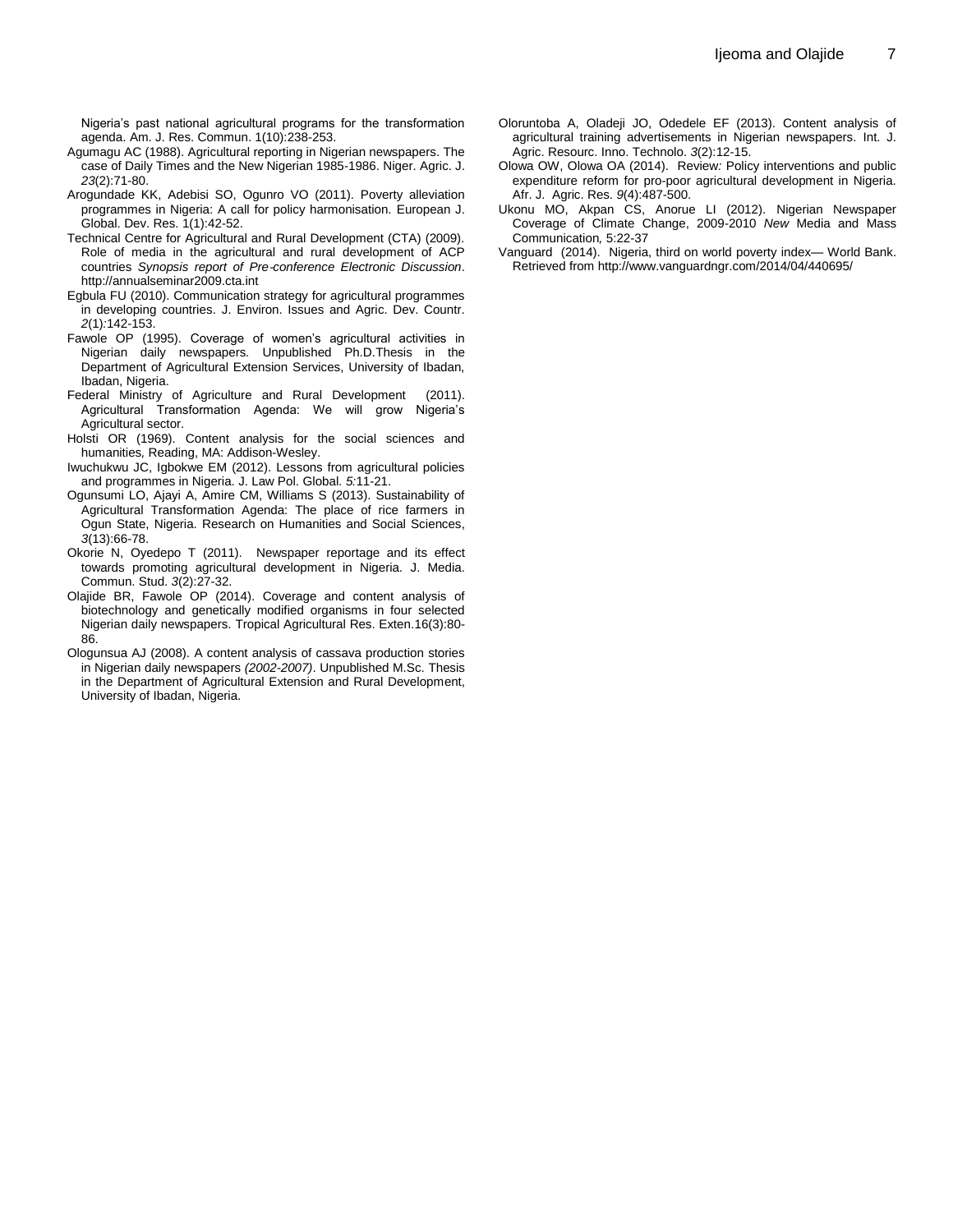Nigeria's past national agricultural programs for the transformation agenda. Am. J. Res. Commun. 1(10):238-253.

Agumagu AC (1988). Agricultural reporting in Nigerian newspapers. The case of Daily Times and the New Nigerian 1985-1986. Niger. Agric. J. *23*(2):71-80.

Arogundade KK, Adebisi SO, Ogunro VO (2011). Poverty alleviation programmes in Nigeria: A call for policy harmonisation. European J. Global. Dev. Res. 1(1):42-52.

Technical Centre for Agricultural and Rural Development (CTA) (2009). Role of media in the agricultural and rural development of ACP countries *Synopsis report of Pre-conference Electronic Discussion*. http://annualseminar2009.cta.int

Egbula FU (2010). Communication strategy for agricultural programmes in developing countries. J. Environ. Issues and Agric. Dev. Countr. *2*(1):142-153.

Fawole OP (1995). Coverage of women's agricultural activities in Nigerian daily newspapers. Unpublished Ph.D.Thesis in the Department of Agricultural Extension Services, University of Ibadan, Ibadan, Nigeria.

Federal Ministry of Agriculture and Rural Development (2011). Agricultural Transformation Agenda: We will grow Nigeria's Agricultural sector.

Holsti OR (1969). Content analysis for the social sciences and humanities*,* Reading, MA: Addison-Wesley.

Iwuchukwu JC, Igbokwe EM (2012). Lessons from agricultural policies and programmes in Nigeria. J. Law Pol. Global. *5:*11-21.

Ogunsumi LO, Ajayi A, Amire CM, Williams S (2013). Sustainability of Agricultural Transformation Agenda: The place of rice farmers in Ogun State, Nigeria. Research on Humanities and Social Sciences, *3*(13):66-78.

Okorie N, Oyedepo T (2011). Newspaper reportage and its effect towards promoting agricultural development in Nigeria. J. Media. Commun. Stud. *3*(2):27-32.

Olajide BR, Fawole OP (2014). Coverage and content analysis of biotechnology and genetically modified organisms in four selected Nigerian daily newspapers. Tropical Agricultural Res. Exten.16(3):80-86.

Ologunsua AJ (2008). A content analysis of cassava production stories in Nigerian daily newspapers *(2002-2007)*. Unpublished M.Sc. Thesis in the Department of Agricultural Extension and Rural Development, University of Ibadan, Nigeria.

Oloruntoba A, Oladeji JO, Odedele EF (2013). Content analysis of agricultural training advertisements in Nigerian newspapers. Int. J. Agric. Resourc. Inno. Technolo. *3*(2):12-15.

Olowa OW, Olowa OA (2014). Review*:* Policy interventions and public expenditure reform for pro-poor agricultural development in Nigeria. Afr. J. Agric. Res. *9*(4):487-500.

Ukonu MO, Akpan CS, Anorue LI (2012). Nigerian Newspaper Coverage of Climate Change, 2009-2010 *New* Media and Mass Communication*,* 5:22-37

Vanguard (2014). Nigeria, third on world poverty index— World Bank. Retrieved from http://www.vanguardngr.com/2014/04/440695/